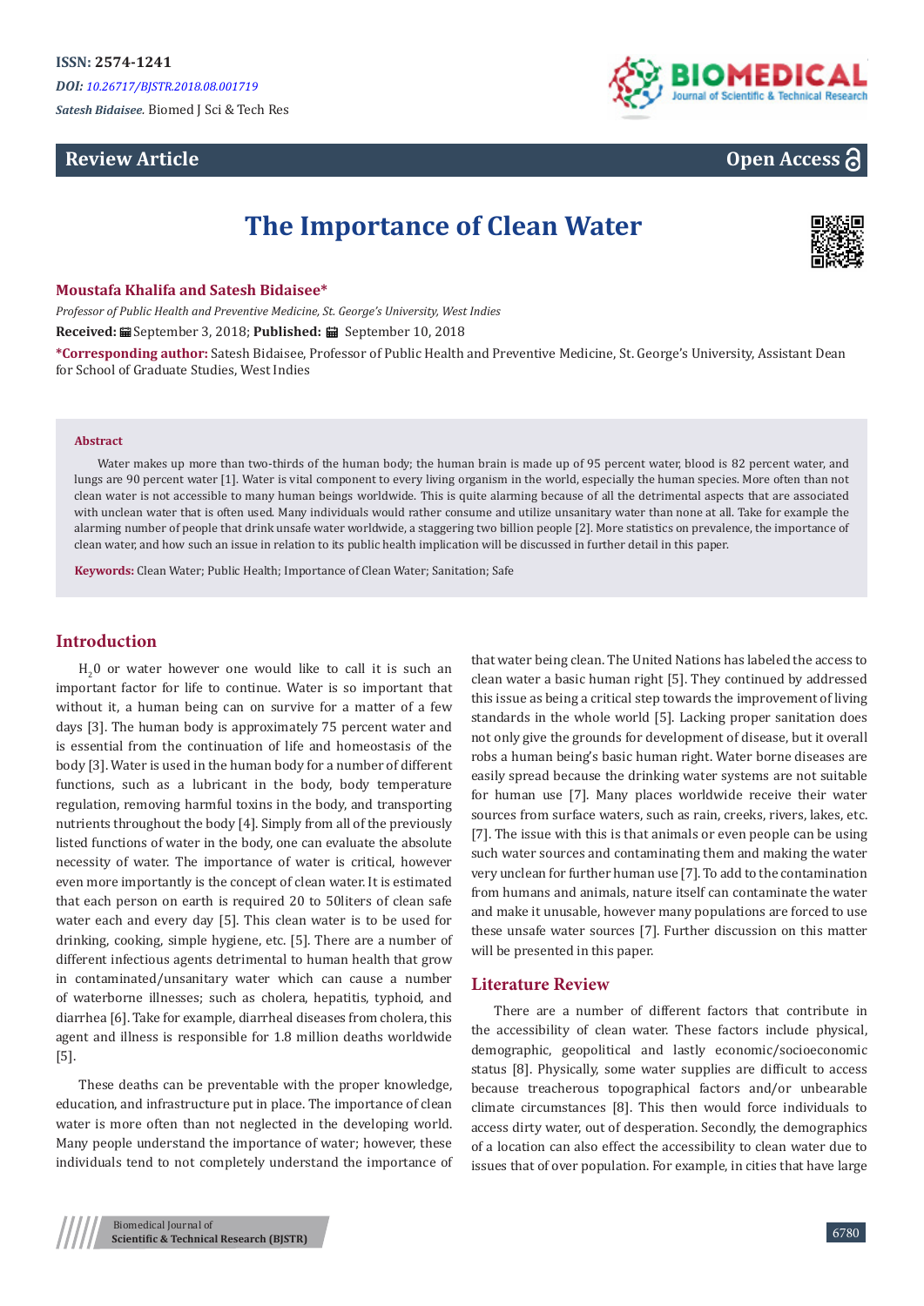ISSN: 2574-1241

*DOI: 10.26717/BJSTR.2018.08.001719*

*Satesh Bidaisee.* Biomed J Sci & Tech Res

**Review Article** — **Open Access**

# The Importance of Clean Water

**Moustafa Khalifa and Satesh Bidaisee\***

*Professor of Public Health and Preventive Medicine, St. George's University, West Indies*

**Received:** September 3, 2018; **Published:** September 10, 2018

**\*Corresponding author:** Satesh Bidaisee, Professor of Public Health and Preventive Medicine, St. George's University, Assistant Dean for School of Graduate Studies, West Indies

## Abstract

Water makes up more than two-thirds of the human body; the human brain is made up of 95 percent water, blood is 82 percent water, and lungs are 90 percent water [1]. Water is vital component to every living organism in the world, especially the human species. More often than not clean water is not accessible to many human beings worldwide. This is quite alarming because of all the detrimental aspects that are associated with unclean water that is often used. Many individuals would rather consume and utilize unsanitary water than none at all. Take for example the alarming number of people that drink unsafe water worldwide, a staggering two billion people [2]. More statistics on prevalence, the importance of clean water, and how such an issue in relation to its public health implication will be discussed in further detail in this paper.

**Keywords:** Clean Water; Public Health; Importance of Clean Water; Sanitation; Safe

## Introduction

$H_20$ or water however one would like to call it is such an important factor for life to continue. Water is so important that without it, a human being can on survive for a matter of a few days [3]. The human body is approximately 75 percent water and is essential from the continuation of life and homeostasis of the body [3]. Water is used in the human body for a number of different functions, such as a lubricant in the body, body temperature regulation, removing harmful toxins in the body, and transporting nutrients throughout the body [4]. Simply from all of the previously listed functions of water in the body, one can evaluate the absolute necessity of water. The importance of water is critical, however even more importantly is the concept of clean water. It is estimated that each person on earth is required 20 to 50liters of clean safe water each and every day [5]. This clean water is to be used for drinking, cooking, simple hygiene, etc. [5]. There are a number of different infectious agents detrimental to human health that grow in contaminated/unsanitary water which can cause a number of waterborne illnesses; such as cholera, hepatitis, typhoid, and diarrhea [6]. Take for example, diarrheal diseases from cholera, this agent and illness is responsible for 1.8 million deaths worldwide [5].

These deaths can be preventable with the proper knowledge, education, and infrastructure put in place. The importance of clean water is more often than not neglected in the developing world. Many people understand the importance of water; however, these individuals tend to not completely understand the importance of that water being clean. The United Nations has labeled the access to clean water a basic human right [5]. They continued by addressed this issue as being a critical step towards the improvement of living standards in the whole world [5]. Lacking proper sanitation does not only give the grounds for development of disease, but it overall robs a human being's basic human right. Water borne diseases are easily spread because the drinking water systems are not suitable for human use [7]. Many places worldwide receive their water sources from surface waters, such as rain, creeks, rivers, lakes, etc. [7]. The issue with this is that animals or even people can be using such water sources and contaminating them and making the water very unclean for further human use [7]. To add to the contamination from humans and animals, nature itself can contaminate the water and make it unusable, however many populations are forced to use these unsafe water sources [7]. Further discussion on this matter will be presented in this paper.

## Literature Review

There are a number of different factors that contribute in the accessibility of clean water. These factors include physical, demographic, geopolitical and lastly economic/socioeconomic status [8]. Physically, some water supplies are difficult to access because treacherous topographical factors and/or unbearable climate circumstances [8]. This then would force individuals to access dirty water, out of desperation. Secondly, the demographics of a location can also effect the accessibility to clean water due to issues that of over population. For example, in cities that have large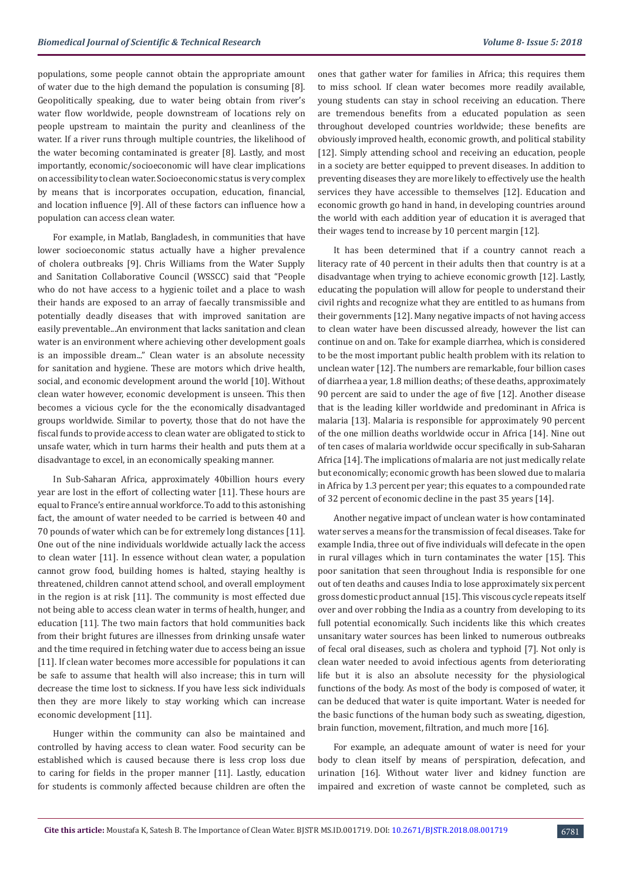populations, some people cannot obtain the appropriate amount of water due to the high demand the population is consuming [8]. Geopolitically speaking, due to water being obtain from river's water flow worldwide, people downstream of locations rely on people upstream to maintain the purity and cleanliness of the water. If a river runs through multiple countries, the likelihood of the water becoming contaminated is greater [8]. Lastly, and most importantly, economic/socioeconomic will have clear implications on accessibility to clean water. Socioeconomic status is very complex by means that is incorporates occupation, education, financial, and location influence [9]. All of these factors can influence how a population can access clean water.

For example, in Matlab, Bangladesh, in communities that have lower socioeconomic status actually have a higher prevalence of cholera outbreaks [9]. Chris Williams from the Water Supply and Sanitation Collaborative Council (WSSCC) said that "People who do not have access to a hygienic toilet and a place to wash their hands are exposed to an array of faecally transmissible and potentially deadly diseases that with improved sanitation are easily preventable...An environment that lacks sanitation and clean water is an environment where achieving other development goals is an impossible dream..." Clean water is an absolute necessity for sanitation and hygiene. These are motors which drive health, social, and economic development around the world [10]. Without clean water however, economic development is unseen. This then becomes a vicious cycle for the the economically disadvantaged groups worldwide. Similar to poverty, those that do not have the fiscal funds to provide access to clean water are obligated to stick to unsafe water, which in turn harms their health and puts them at a disadvantage to excel, in an economically speaking manner.

In Sub-Saharan Africa, approximately 40billion hours every year are lost in the effort of collecting water [11]. These hours are equal to France's entire annual workforce. To add to this astonishing fact, the amount of water needed to be carried is between 40 and 70 pounds of water which can be for extremely long distances [11]. One out of the nine individuals worldwide actually lack the access to clean water [11]. In essence without clean water, a population cannot grow food, building homes is halted, staying healthy is threatened, children cannot attend school, and overall employment in the region is at risk [11]. The community is most effected due not being able to access clean water in terms of health, hunger, and education [11]. The two main factors that hold communities back from their bright futures are illnesses from drinking unsafe water and the time required in fetching water due to access being an issue [11]. If clean water becomes more accessible for populations it can be safe to assume that health will also increase; this in turn will decrease the time lost to sickness. If you have less sick individuals then they are more likely to stay working which can increase economic development [11].

Hunger within the community can also be maintained and controlled by having access to clean water. Food security can be established which is caused because there is less crop loss due to caring for fields in the proper manner [11]. Lastly, education for students is commonly affected because children are often the ones that gather water for families in Africa; this requires them to miss school. If clean water becomes more readily available, young students can stay in school receiving an education. There are tremendous benefits from a educated population as seen throughout developed countries worldwide; these benefits are obviously improved health, economic growth, and political stability [12]. Simply attending school and receiving an education, people in a society are better equipped to prevent diseases. In addition to preventing diseases they are more likely to effectively use the health services they have accessible to themselves [12]. Education and economic growth go hand in hand, in developing countries around the world with each addition year of education it is averaged that their wages tend to increase by 10 percent margin [12].

It has been determined that if a country cannot reach a literacy rate of 40 percent in their adults then that country is at a disadvantage when trying to achieve economic growth [12]. Lastly, educating the population will allow for people to understand their civil rights and recognize what they are entitled to as humans from their governments [12]. Many negative impacts of not having access to clean water have been discussed already, however the list can continue on and on. Take for example diarrhea, which is considered to be the most important public health problem with its relation to unclean water [12]. The numbers are remarkable, four billion cases of diarrhea a year, 1.8 million deaths; of these deaths, approximately 90 percent are said to under the age of five [12]. Another disease that is the leading killer worldwide and predominant in Africa is malaria [13]. Malaria is responsible for approximately 90 percent of the one million deaths worldwide occur in Africa [14]. Nine out of ten cases of malaria worldwide occur specifically in sub-Saharan Africa [14]. The implications of malaria are not just medically relate but economically; economic growth has been slowed due to malaria in Africa by 1.3 percent per year; this equates to a compounded rate of 32 percent of economic decline in the past 35 years [14].

Another negative impact of unclean water is how contaminated water serves a means for the transmission of fecal diseases. Take for example India, three out of five individuals will defecate in the open in rural villages which in turn contaminates the water [15]. This poor sanitation that seen throughout India is responsible for one out of ten deaths and causes India to lose approximately six percent gross domestic product annual [15]. This viscous cycle repeats itself over and over robbing the India as a country from developing to its full potential economically. Such incidents like this which creates unsanitary water sources has been linked to numerous outbreaks of fecal oral diseases, such as cholera and typhoid [7]. Not only is clean water needed to avoid infectious agents from deteriorating life but it is also an absolute necessity for the physiological functions of the body. As most of the body is composed of water, it can be deduced that water is quite important. Water is needed for the basic functions of the human body such as sweating, digestion, brain function, movement, filtration, and much more [16].

For example, an adequate amount of water is need for your body to clean itself by means of perspiration, defecation, and urination [16]. Without water liver and kidney function are impaired and excretion of waste cannot be completed, such as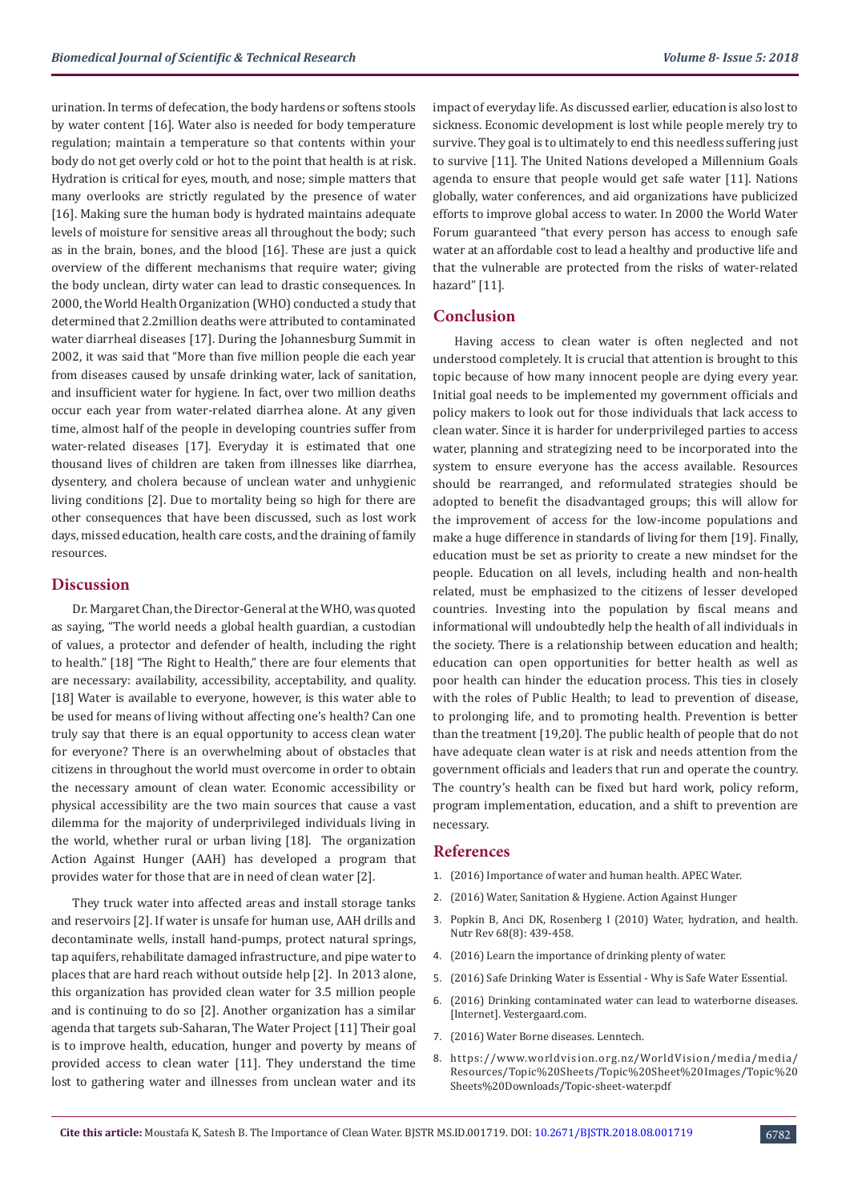urination. In terms of defecation, the body hardens or softens stools by water content [16]. Water also is needed for body temperature regulation; maintain a temperature so that contents within your body do not get overly cold or hot to the point that health is at risk. Hydration is critical for eyes, mouth, and nose; simple matters that many overlooks are strictly regulated by the presence of water [16]. Making sure the human body is hydrated maintains adequate levels of moisture for sensitive areas all throughout the body; such as in the brain, bones, and the blood [16]. These are just a quick overview of the different mechanisms that require water; giving the body unclean, dirty water can lead to drastic consequences. In 2000, the World Health Organization (WHO) conducted a study that determined that 2.2million deaths were attributed to contaminated water diarrheal diseases [17]. During the Johannesburg Summit in 2002, it was said that "More than five million people die each year from diseases caused by unsafe drinking water, lack of sanitation, and insufficient water for hygiene. In fact, over two million deaths occur each year from water-related diarrhea alone. At any given time, almost half of the people in developing countries suffer from water-related diseases [17]. Everyday it is estimated that one thousand lives of children are taken from illnesses like diarrhea, dysentery, and cholera because of unclean water and unhygienic living conditions [2]. Due to mortality being so high for there are other consequences that have been discussed, such as lost work days, missed education, health care costs, and the draining of family resources.

## Discussion

Dr. Margaret Chan, the Director-General at the WHO, was quoted as saying, "The world needs a global health guardian, a custodian of values, a protector and defender of health, including the right to health." [18] "The Right to Health," there are four elements that are necessary: availability, accessibility, acceptability, and quality. [18] Water is available to everyone, however, is this water able to be used for means of living without affecting one's health? Can one truly say that there is an equal opportunity to access clean water for everyone? There is an overwhelming about of obstacles that citizens in throughout the world must overcome in order to obtain the necessary amount of clean water. Economic accessibility or physical accessibility are the two main sources that cause a vast dilemma for the majority of underprivileged individuals living in the world, whether rural or urban living [18]. The organization Action Against Hunger (AAH) has developed a program that provides water for those that are in need of clean water [2].

They truck water into affected areas and install storage tanks and reservoirs [2]. If water is unsafe for human use, AAH drills and decontaminate wells, install hand-pumps, protect natural springs, tap aquifers, rehabilitate damaged infrastructure, and pipe water to places that are hard reach without outside help [2]. In 2013 alone, this organization has provided clean water for 3.5 million people and is continuing to do so [2]. Another organization has a similar agenda that targets sub-Saharan, The Water Project [11] Their goal is to improve health, education, hunger and poverty by means of provided access to clean water [11]. They understand the time lost to gathering water and illnesses from unclean water and its impact of everyday life. As discussed earlier, education is also lost to sickness. Economic development is lost while people merely try to survive. They goal is to ultimately to end this needless suffering just to survive [11]. The United Nations developed a Millennium Goals agenda to ensure that people would get safe water [11]. Nations globally, water conferences, and aid organizations have publicized efforts to improve global access to water. In 2000 the World Water Forum guaranteed "that every person has access to enough safe water at an affordable cost to lead a healthy and productive life and that the vulnerable are protected from the risks of water-related hazard" [11].

## Conclusion

Having access to clean water is often neglected and not understood completely. It is crucial that attention is brought to this topic because of how many innocent people are dying every year. Initial goal needs to be implemented my government officials and policy makers to look out for those individuals that lack access to clean water. Since it is harder for underprivileged parties to access water, planning and strategizing need to be incorporated into the system to ensure everyone has the access available. Resources should be rearranged, and reformulated strategies should be adopted to benefit the disadvantaged groups; this will allow for the improvement of access for the low-income populations and make a huge difference in standards of living for them [19]. Finally, education must be set as priority to create a new mindset for the people. Education on all levels, including health and non-health related, must be emphasized to the citizens of lesser developed countries. Investing into the population by fiscal means and informational will undoubtedly help the health of all individuals in the society. There is a relationship between education and health; education can open opportunities for better health as well as poor health can hinder the education process. This ties in closely with the roles of Public Health; to lead to prevention of disease, to prolonging life, and to promoting health. Prevention is better than the treatment [19,20]. The public health of people that do not have adequate clean water is at risk and needs attention from the government officials and leaders that run and operate the country. The country's health can be fixed but hard work, policy reform, program implementation, education, and a shift to prevention are necessary.

## References

1. (2016) Importance of water and human health. APEC Water.
2. (2016) Water, Sanitation & Hygiene. Action Against Hunger
3. Popkin B, Anci DK, Rosenberg I (2010) Water, hydration, and health. Nutr Rev 68(8): 439-458.
4. (2016) Learn the importance of drinking plenty of water.
5. (2016) Safe Drinking Water is Essential - Why is Safe Water Essential.
6. (2016) Drinking contaminated water can lead to waterborne diseases. [Internet]. Vestergaard.com.
7. (2016) Water Borne diseases. Lenntech.
8. https://www.worldvision.org.nz/WorldVision/media/media/Resources/Topic%20Sheets/Topic%20Sheet%20Images/Topic%20Sheets%20Downloads/Topic-sheet-water.pdf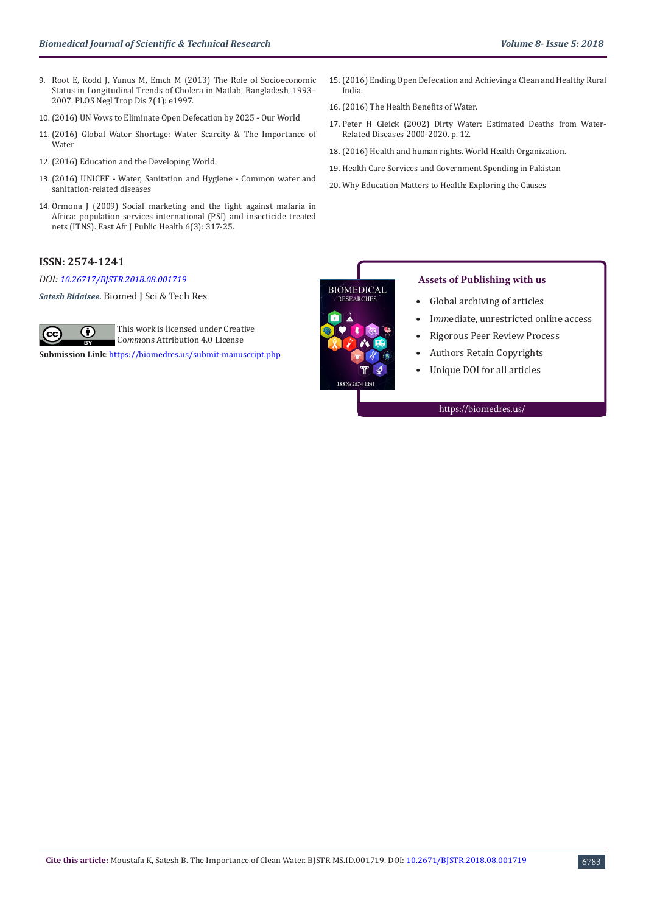9. Root E, Rodd J, Yunus M, Emch M (2013) The Role of Socioeconomic Status in Longitudinal Trends of Cholera in Matlab, Bangladesh, 1993–2007. PLOS Negl Trop Dis 7(1): e1997.
10. (2016) UN Vows to Eliminate Open Defecation by 2025 - Our World
11. (2016) Global Water Shortage: Water Scarcity & The Importance of Water
12. (2016) Education and the Developing World.
13. (2016) UNICEF - Water, Sanitation and Hygiene - Common water and sanitation-related diseases
14. Ormona J (2009) Social marketing and the fight against malaria in Africa: population services international (PSI) and insecticide treated nets (ITNS). East Afr J Public Health 6(3): 317-25.
15. (2016) Ending Open Defecation and Achieving a Clean and Healthy Rural India.
16. (2016) The Health Benefits of Water.
17. Peter H Gleick (2002) Dirty Water: Estimated Deaths from Water-Related Diseases 2000-2020. p. 12.
18. (2016) Health and human rights. World Health Organization.
19. Health Care Services and Government Spending in Pakistan
20. Why Education Matters to Health: Exploring the Causes

**ISSN: 2574-1241**

*DOI: 10.26717/BJSTR.2018.08.001719*

***Satesh Bidaisee.*** Biomed J Sci & Tech Res

This work is licensed under Creative Commons Attribution 4.0 License

**Submission Link**: https://biomedres.us/submit-manuscript.php

**Assets of Publishing with us**

- Global archiving of articles
- Immediate, unrestricted online access
- Rigorous Peer Review Process
- Authors Retain Copyrights
- Unique DOI for all articles

https://biomedres.us/

**Cite this article:** Moustafa K, Satesh B. The Importance of Clean Water. BJSTR MS.ID.001719. DOI: 10.2671/BJSTR.2018.08.001719